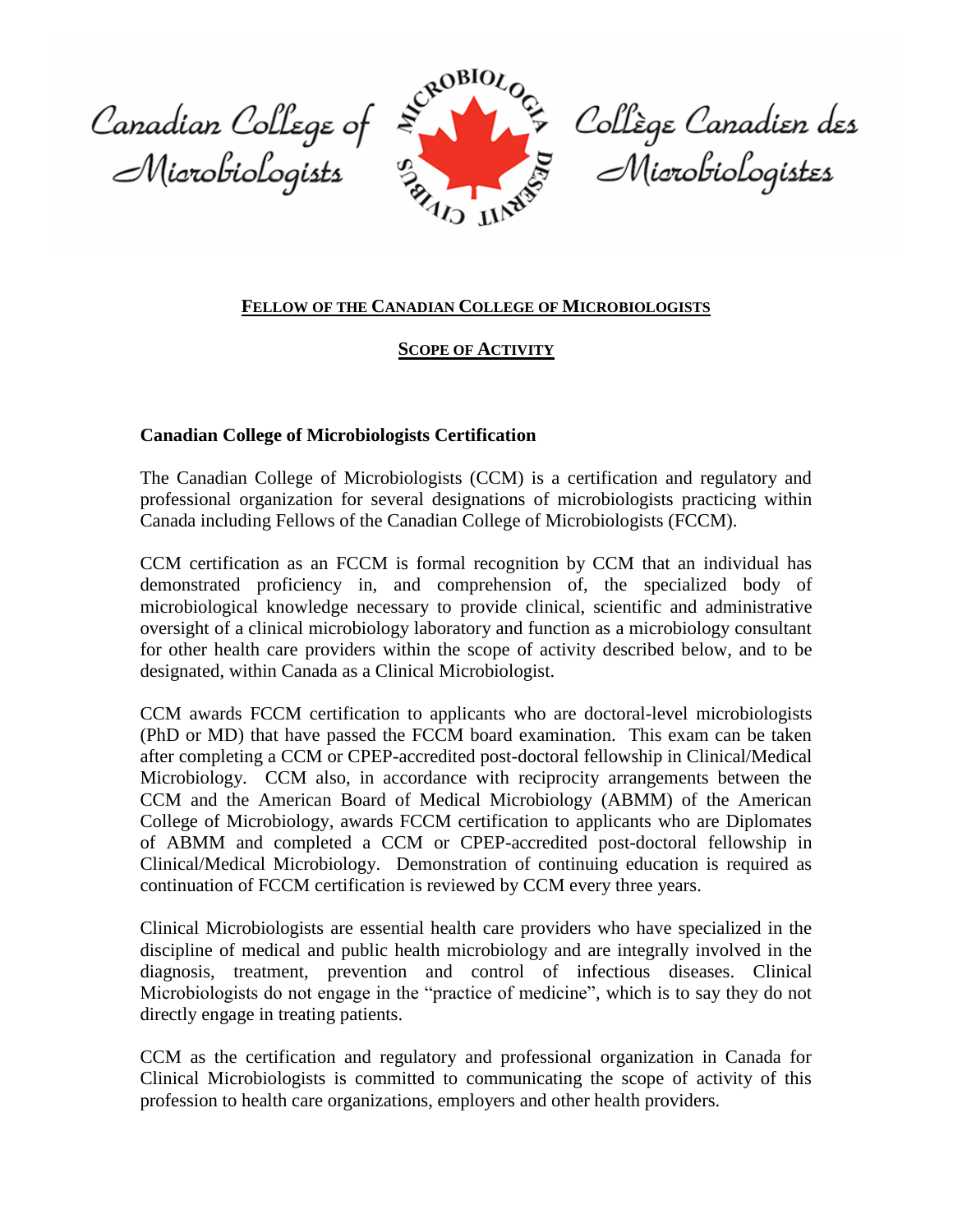Canadian College of Microbiologists

Collège Canadien des Microbiologistes

# FELLOW OF THE CANADIAN COLLEGE OF MICROBIOLOGISTS

## SCOPE OF ACTIVITY

### Canadian College of Microbiologists Certification

The Canadian College of Microbiologists (CCM) is a certification and regulatory and professional organization for several designations of microbiologists practicing within Canada including Fellows of the Canadian College of Microbiologists (FCCM).

CCM certification as an FCCM is formal recognition by CCM that an individual has demonstrated proficiency in, and comprehension of, the specialized body of microbiological knowledge necessary to provide clinical, scientific and administrative oversight of a clinical microbiology laboratory and function as a microbiology consultant for other health care providers within the scope of activity described below, and to be designated, within Canada as a Clinical Microbiologist.

CCM awards FCCM certification to applicants who are doctoral-level microbiologists (PhD or MD) that have passed the FCCM board examination. This exam can be taken after completing a CCM or CPEP-accredited post-doctoral fellowship in Clinical/Medical Microbiology. CCM also, in accordance with reciprocity arrangements between the CCM and the American Board of Medical Microbiology (ABMM) of the American College of Microbiology, awards FCCM certification to applicants who are Diplomates of ABMM and completed a CCM or CPEP-accredited post-doctoral fellowship in Clinical/Medical Microbiology. Demonstration of continuing education is required as continuation of FCCM certification is reviewed by CCM every three years.

Clinical Microbiologists are essential health care providers who have specialized in the discipline of medical and public health microbiology and are integrally involved in the diagnosis, treatment, prevention and control of infectious diseases. Clinical Microbiologists do not engage in the "practice of medicine", which is to say they do not directly engage in treating patients.

CCM as the certification and regulatory and professional organization in Canada for Clinical Microbiologists is committed to communicating the scope of activity of this profession to health care organizations, employers and other health providers.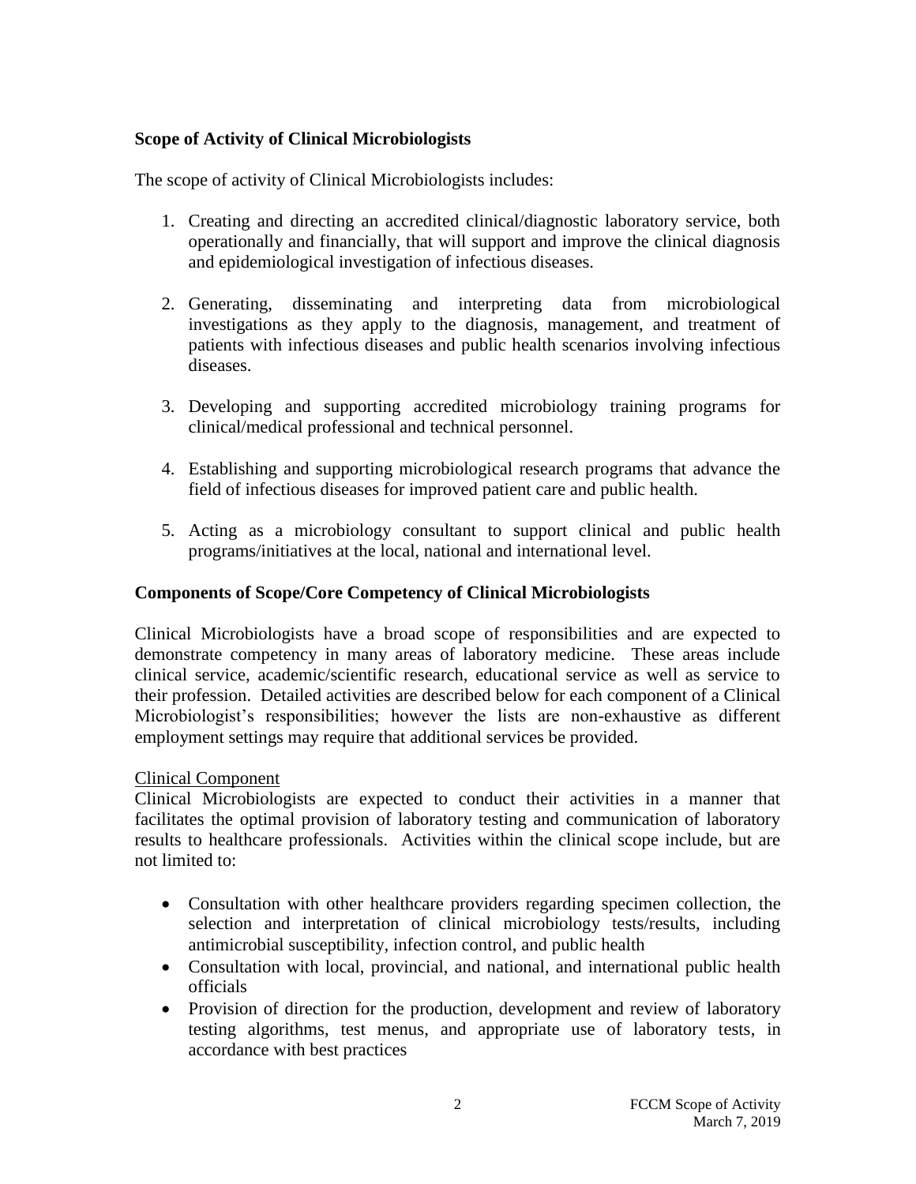**Scope of Activity of Clinical Microbiologists**

The scope of activity of Clinical Microbiologists includes:

1. Creating and directing an accredited clinical/diagnostic laboratory service, both operationally and financially, that will support and improve the clinical diagnosis and epidemiological investigation of infectious diseases.

2. Generating, disseminating and interpreting data from microbiological investigations as they apply to the diagnosis, management, and treatment of patients with infectious diseases and public health scenarios involving infectious diseases.

3. Developing and supporting accredited microbiology training programs for clinical/medical professional and technical personnel.

4. Establishing and supporting microbiological research programs that advance the field of infectious diseases for improved patient care and public health.

5. Acting as a microbiology consultant to support clinical and public health programs/initiatives at the local, national and international level.

**Components of Scope/Core Competency of Clinical Microbiologists**

Clinical Microbiologists have a broad scope of responsibilities and are expected to demonstrate competency in many areas of laboratory medicine. These areas include clinical service, academic/scientific research, educational service as well as service to their profession. Detailed activities are described below for each component of a Clinical Microbiologist's responsibilities; however the lists are non-exhaustive as different employment settings may require that additional services be provided.

<u>Clinical Component</u>

Clinical Microbiologists are expected to conduct their activities in a manner that facilitates the optimal provision of laboratory testing and communication of laboratory results to healthcare professionals. Activities within the clinical scope include, but are not limited to:

- Consultation with other healthcare providers regarding specimen collection, the selection and interpretation of clinical microbiology tests/results, including antimicrobial susceptibility, infection control, and public health
- Consultation with local, provincial, and national, and international public health officials
- Provision of direction for the production, development and review of laboratory testing algorithms, test menus, and appropriate use of laboratory tests, in accordance with best practices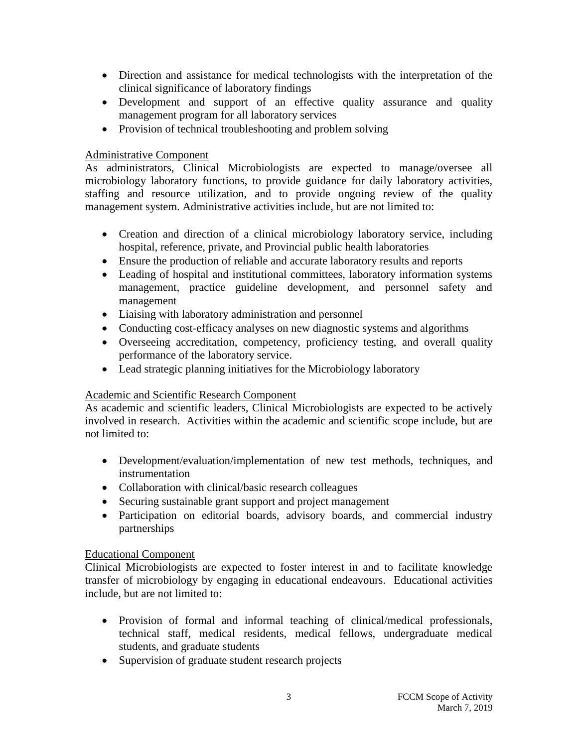- Direction and assistance for medical technologists with the interpretation of the clinical significance of laboratory findings
- Development and support of an effective quality assurance and quality management program for all laboratory services
- Provision of technical troubleshooting and problem solving

<u>Administrative Component</u>

As administrators, Clinical Microbiologists are expected to manage/oversee all microbiology laboratory functions, to provide guidance for daily laboratory activities, staffing and resource utilization, and to provide ongoing review of the quality management system. Administrative activities include, but are not limited to:

- Creation and direction of a clinical microbiology laboratory service, including hospital, reference, private, and Provincial public health laboratories
- Ensure the production of reliable and accurate laboratory results and reports
- Leading of hospital and institutional committees, laboratory information systems management, practice guideline development, and personnel safety and management
- Liaising with laboratory administration and personnel
- Conducting cost-efficacy analyses on new diagnostic systems and algorithms
- Overseeing accreditation, competency, proficiency testing, and overall quality performance of the laboratory service.
- Lead strategic planning initiatives for the Microbiology laboratory

<u>Academic and Scientific Research Component</u>

As academic and scientific leaders, Clinical Microbiologists are expected to be actively involved in research. Activities within the academic and scientific scope include, but are not limited to:

- Development/evaluation/implementation of new test methods, techniques, and instrumentation
- Collaboration with clinical/basic research colleagues
- Securing sustainable grant support and project management
- Participation on editorial boards, advisory boards, and commercial industry partnerships

<u>Educational Component</u>

Clinical Microbiologists are expected to foster interest in and to facilitate knowledge transfer of microbiology by engaging in educational endeavours. Educational activities include, but are not limited to:

- Provision of formal and informal teaching of clinical/medical professionals, technical staff, medical residents, medical fellows, undergraduate medical students, and graduate students
- Supervision of graduate student research projects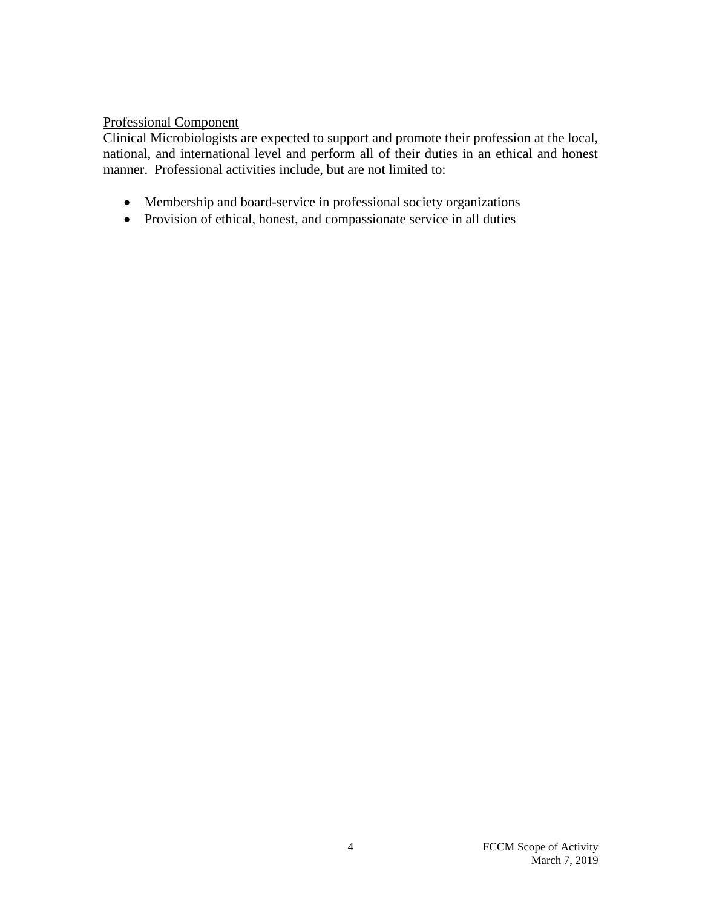Professional Component

Clinical Microbiologists are expected to support and promote their profession at the local, national, and international level and perform all of their duties in an ethical and honest manner. Professional activities include, but are not limited to:

- Membership and board-service in professional society organizations
- Provision of ethical, honest, and compassionate service in all duties